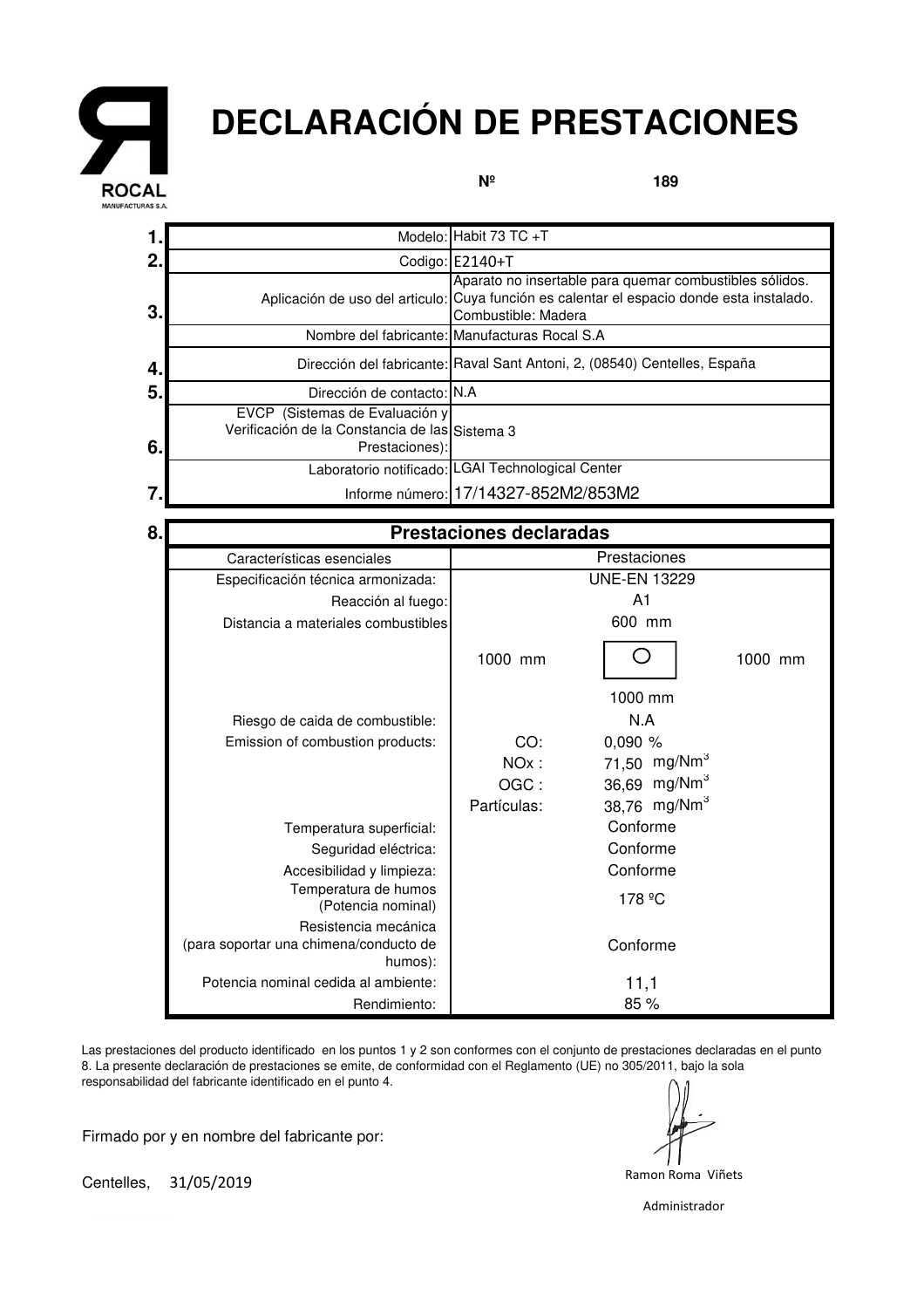ROCAL
MANUFACTURAS S.A.

# DECLARACIÓN DE PRESTACIONES

**Nº 189**

| | | |
|---|---|---|
| **1.** | Modelo: | Habit 73 TC +T |
| **2.** | Codigo: | E2140+T |
| **3.** | Aplicación de uso del articulo: | Aparato no insertable para quemar combustibles sólidos. Cuya función es calentar el espacio donde esta instalado. Combustible: Madera |
| **4.** | Nombre del fabricante: | Manufacturas Rocal S.A |
| | Dirección del fabricante: | Raval Sant Antoni, 2, (08540) Centelles, España |
| **5.** | Dirección de contacto: | N.A |
| **6.** | EVCP (Sistemas de Evaluación y Verificación de la Constancia de las Prestaciones): | Sistema 3 |
| **7.** | Laboratorio notificado: | LGAI Technological Center |
| | Informe número: | 17/14327-852M2/853M2 |

**8.**

| Prestaciones declaradas | |
|---|---|
| Características esenciales | Prestaciones |
| Especificación técnica armonizada: | UNE-EN 13229 |
| Reacción al fuego: | A1 |
| Distancia a materiales combustibles | 600 mm (frontal); 1000 mm (laterales: 1000 mm / 1000 mm); 1000 mm |
| Riesgo de caida de combustible: | N.A |
| Emission of combustion products: | CO: 0,090 % |
| | NOx : 71,50 $mg/Nm^3$ |
| | OGC : 36,69 $mg/Nm^3$ |
| | Partículas: 38,76 $mg/Nm^3$ |
| Temperatura superficial: | Conforme |
| Seguridad eléctrica: | Conforme |
| Accesibilidad y limpieza: | Conforme |
| Temperatura de humos (Potencia nominal) | 178 ºC |
| Resistencia mecánica (para soportar una chimena/conducto de humos): | Conforme |
| Potencia nominal cedida al ambiente: | 11,1 |
| Rendimiento: | 85 % |

Las prestaciones del producto identificado en los puntos 1 y 2 son conformes con el conjunto de prestaciones declaradas en el punto 8. La presente declaración de prestaciones se emite, de conformidad con el Reglamento (UE) no 305/2011, bajo la sola responsabilidad del fabricante identificado en el punto 4.

Firmado por y en nombre del fabricante por:

Centelles, 31/05/2019

Ramon Roma Viñets

Administrador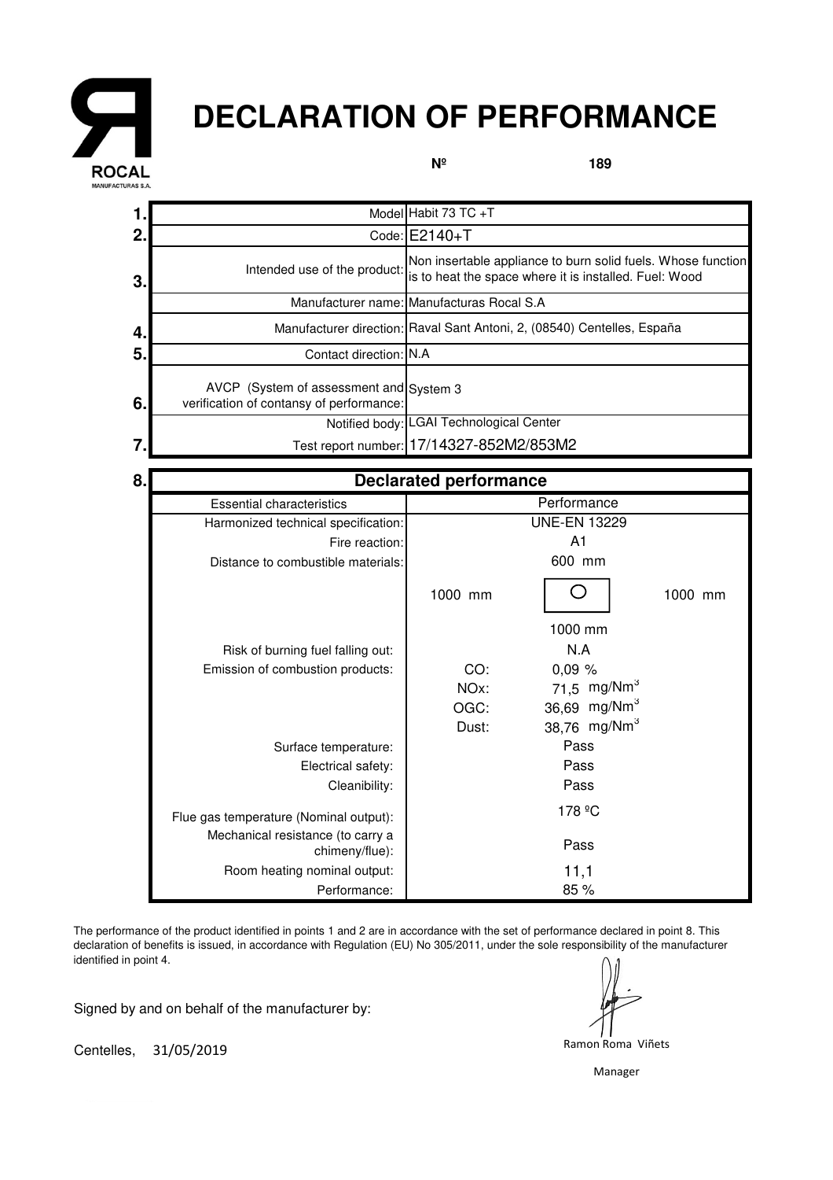ROCAL
MANUFACTURAS S.A.

# DECLARATION OF PERFORMANCE

**Nº 189**

| | | |
|---|---|---|
| **1.** | Model | Habit 73 TC +T |
| **2.** | Code: | E2140+T |
| **3.** | Intended use of the product: | Non insertable appliance to burn solid fuels. Whose function is to heat the space where it is installed. Fuel: Wood |
| | Manufacturer name: | Manufacturas Rocal S.A |
| **4.** | Manufacturer direction: | Raval Sant Antoni, 2, (08540) Centelles, España |
| **5.** | Contact direction: | N.A |
| **6.** | AVCP (System of assessment and verification of contansy of performance: | System 3 |
| | Notified body: | LGAI Technological Center |
| **7.** | Test report number: | 17/14327-852M2/853M2 |

**8. Declarated performance**

| Essential characteristics | Performance | | |
|---|---|---|---|
| Harmonized technical specification: | | UNE-EN 13229 | |
| Fire reaction: | | A1 | |
| Distance to combustible materials: | | 600 mm | |
| | 1000 mm | O | 1000 mm |
| | | 1000 mm | |
| Risk of burning fuel falling out: | | N.A | |
| Emission of combustion products: | CO: | 0,09 % | |
| | NOx: | 71,5 mg/Nm³ | |
| | OGC: | 36,69 mg/Nm³ | |
| | Dust: | 38,76 mg/Nm³ | |
| Surface temperature: | | Pass | |
| Electrical safety: | | Pass | |
| Cleanibility: | | Pass | |
| Flue gas temperature (Nominal output): | | 178 ºC | |
| Mechanical resistance (to carry a chimeny/flue): | | Pass | |
| Room heating nominal output: | | 11,1 | |
| Performance: | | 85 % | |

The performance of the product identified in points 1 and 2 are in accordance with the set of performance declared in point 8. This declaration of benefits is issued, in accordance with Regulation (EU) No 305/2011, under the sole responsibility of the manufacturer identified in point 4.

Signed by and on behalf of the manufacturer by:

Centelles, 31/05/2019

Ramon Roma Viñets

Manager